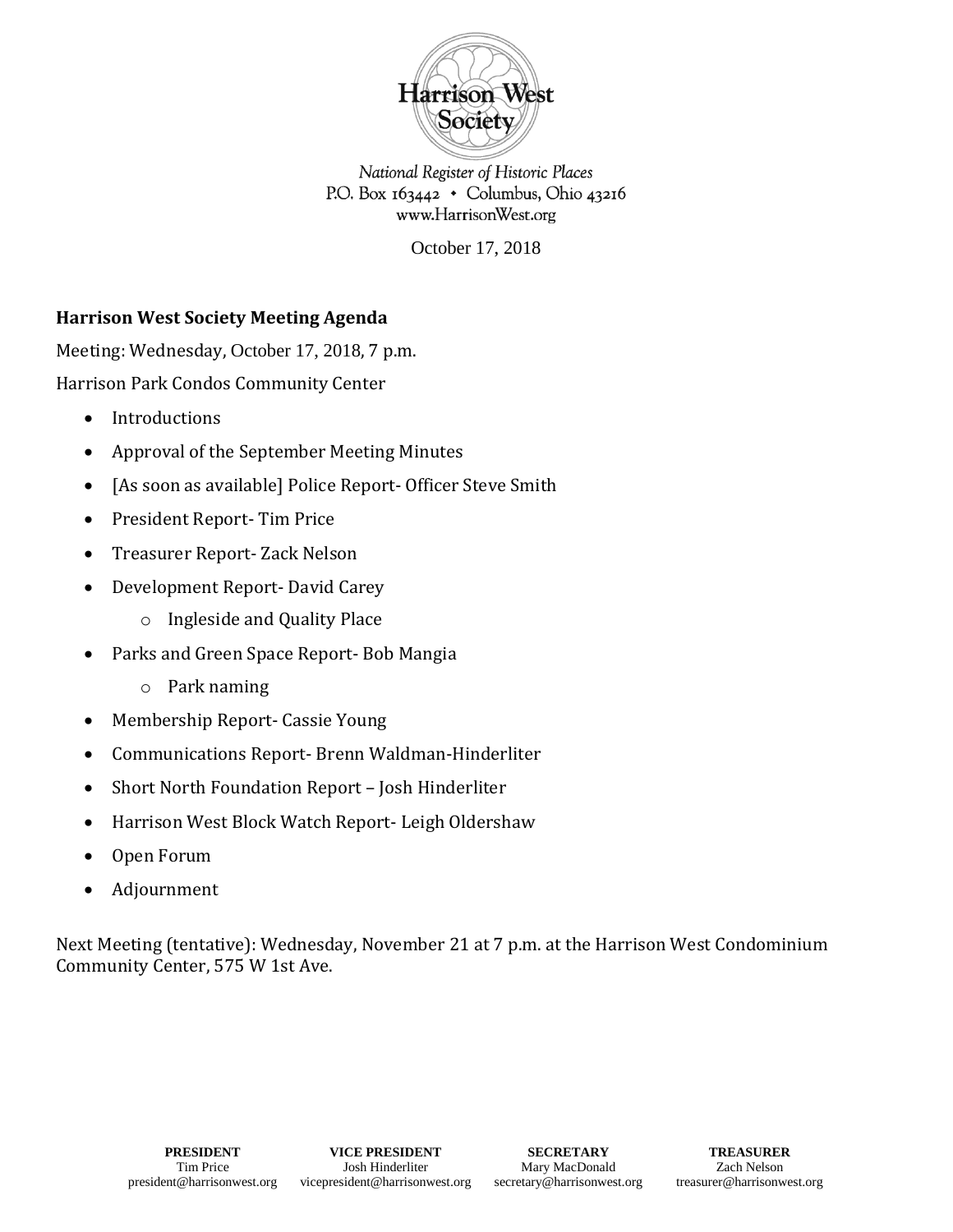Harrison West Society

*National Register of Historic Places*
P.O. Box 163442 • Columbus, Ohio 43216
www.HarrisonWest.org

October 17, 2018

**Harrison West Society Meeting Agenda**

Meeting: Wednesday, October 17, 2018, 7 p.m.

Harrison Park Condos Community Center

- Introductions
- Approval of the September Meeting Minutes
- [As soon as available] Police Report- Officer Steve Smith
- President Report- Tim Price
- Treasurer Report- Zack Nelson
- Development Report- David Carey
  - Ingleside and Quality Place
- Parks and Green Space Report- Bob Mangia
  - Park naming
- Membership Report- Cassie Young
- Communications Report- Brenn Waldman-Hinderliter
- Short North Foundation Report – Josh Hinderliter
- Harrison West Block Watch Report- Leigh Oldershaw
- Open Forum
- Adjournment

Next Meeting (tentative): Wednesday, November 21 at 7 p.m. at the Harrison West Condominium Community Center, 575 W 1st Ave.

| **PRESIDENT** | **VICE PRESIDENT** | **SECRETARY** | **TREASURER** |
|---|---|---|---|
| Tim Price | Josh Hinderliter | Mary MacDonald | Zach Nelson |
| president@harrisonwest.org | vicepresident@harrisonwest.org | secretary@harrisonwest.org | treasurer@harrisonwest.org |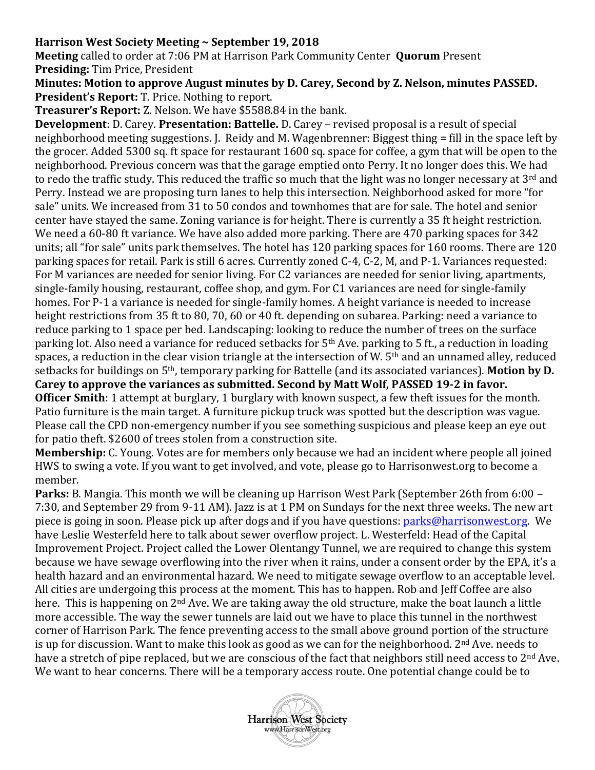**Harrison West Society Meeting ~ September 19, 2018**

**Meeting** called to order at 7:06 PM at Harrison Park Community Center **Quorum** Present

**Presiding:** Tim Price, President

**Minutes: Motion to approve August minutes by D. Carey, Second by Z. Nelson, minutes PASSED.**

**President's Report:** T. Price. Nothing to report.

**Treasurer's Report:** Z. Nelson. We have $5588.84 in the bank.

**Development**: D. Carey. **Presentation: Battelle.** D. Carey – revised proposal is a result of special neighborhood meeting suggestions. J. Reidy and M. Wagenbrenner: Biggest thing = fill in the space left by the grocer. Added 5300 sq. ft space for restaurant 1600 sq. space for coffee, a gym that will be open to the neighborhood. Previous concern was that the garage emptied onto Perry. It no longer does this. We had to redo the traffic study. This reduced the traffic so much that the light was no longer necessary at 3rd and Perry. Instead we are proposing turn lanes to help this intersection. Neighborhood asked for more "for sale" units. We increased from 31 to 50 condos and townhomes that are for sale. The hotel and senior center have stayed the same. Zoning variance is for height. There is currently a 35 ft height restriction. We need a 60-80 ft variance. We have also added more parking. There are 470 parking spaces for 342 units; all "for sale" units park themselves. The hotel has 120 parking spaces for 160 rooms. There are 120 parking spaces for retail. Park is still 6 acres. Currently zoned C-4, C-2, M, and P-1. Variances requested: For M variances are needed for senior living. For C2 variances are needed for senior living, apartments, single-family housing, restaurant, coffee shop, and gym. For C1 variances are need for single-family homes. For P-1 a variance is needed for single-family homes. A height variance is needed to increase height restrictions from 35 ft to 80, 70, 60 or 40 ft. depending on subarea. Parking: need a variance to reduce parking to 1 space per bed. Landscaping: looking to reduce the number of trees on the surface parking lot. Also need a variance for reduced setbacks for 5th Ave. parking to 5 ft., a reduction in loading spaces, a reduction in the clear vision triangle at the intersection of W. 5th and an unnamed alley, reduced setbacks for buildings on 5th, temporary parking for Battelle (and its associated variances). **Motion by D. Carey to approve the variances as submitted. Second by Matt Wolf, PASSED 19-2 in favor.**

**Officer Smith**: 1 attempt at burglary, 1 burglary with known suspect, a few theft issues for the month. Patio furniture is the main target. A furniture pickup truck was spotted but the description was vague. Please call the CPD non-emergency number if you see something suspicious and please keep an eye out for patio theft. $2600 of trees stolen from a construction site.

**Membership:** C. Young. Votes are for members only because we had an incident where people all joined HWS to swing a vote. If you want to get involved, and vote, please go to Harrisonwest.org to become a member.

**Parks:** B. Mangia. This month we will be cleaning up Harrison West Park (September 26th from 6:00 – 7:30, and September 29 from 9-11 AM). Jazz is at 1 PM on Sundays for the next three weeks. The new art piece is going in soon. Please pick up after dogs and if you have questions: parks@harrisonwest.org. We have Leslie Westerfeld here to talk about sewer overflow project. L. Westerfeld: Head of the Capital Improvement Project. Project called the Lower Olentangy Tunnel, we are required to change this system because we have sewage overflowing into the river when it rains, under a consent order by the EPA, it's a health hazard and an environmental hazard. We need to mitigate sewage overflow to an acceptable level. All cities are undergoing this process at the moment. This has to happen. Rob and Jeff Coffee are also here. This is happening on 2nd Ave. We are taking away the old structure, make the boat launch a little more accessible. The way the sewer tunnels are laid out we have to place this tunnel in the northwest corner of Harrison Park. The fence preventing access to the small above ground portion of the structure is up for discussion. Want to make this look as good as we can for the neighborhood. 2nd Ave. needs to have a stretch of pipe replaced, but we are conscious of the fact that neighbors still need access to 2nd Ave. We want to hear concerns. There will be a temporary access route. One potential change could be to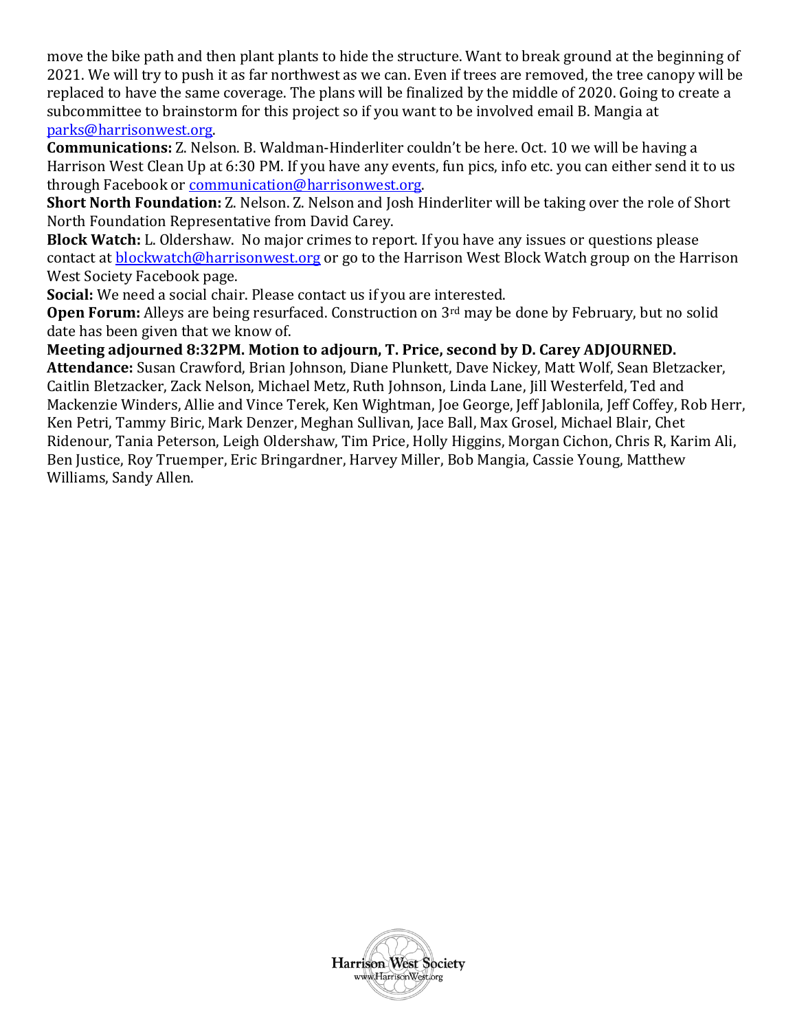move the bike path and then plant plants to hide the structure. Want to break ground at the beginning of 2021. We will try to push it as far northwest as we can. Even if trees are removed, the tree canopy will be replaced to have the same coverage. The plans will be finalized by the middle of 2020. Going to create a subcommittee to brainstorm for this project so if you want to be involved email B. Mangia at parks@harrisonwest.org.

**Communications:** Z. Nelson. B. Waldman-Hinderliter couldn't be here. Oct. 10 we will be having a Harrison West Clean Up at 6:30 PM. If you have any events, fun pics, info etc. you can either send it to us through Facebook or communication@harrisonwest.org.

**Short North Foundation:** Z. Nelson. Z. Nelson and Josh Hinderliter will be taking over the role of Short North Foundation Representative from David Carey.

**Block Watch:** L. Oldershaw. No major crimes to report. If you have any issues or questions please contact at blockwatch@harrisonwest.org or go to the Harrison West Block Watch group on the Harrison West Society Facebook page.

**Social:** We need a social chair. Please contact us if you are interested.

**Open Forum:** Alleys are being resurfaced. Construction on 3rd may be done by February, but no solid date has been given that we know of.

**Meeting adjourned 8:32PM. Motion to adjourn, T. Price, second by D. Carey ADJOURNED.**

**Attendance:** Susan Crawford, Brian Johnson, Diane Plunkett, Dave Nickey, Matt Wolf, Sean Bletzacker, Caitlin Bletzacker, Zack Nelson, Michael Metz, Ruth Johnson, Linda Lane, Jill Westerfeld, Ted and Mackenzie Winders, Allie and Vince Terek, Ken Wightman, Joe George, Jeff Jablonila, Jeff Coffey, Rob Herr, Ken Petri, Tammy Biric, Mark Denzer, Meghan Sullivan, Jace Ball, Max Grosel, Michael Blair, Chet Ridenour, Tania Peterson, Leigh Oldershaw, Tim Price, Holly Higgins, Morgan Cichon, Chris R, Karim Ali, Ben Justice, Roy Truemper, Eric Bringardner, Harvey Miller, Bob Mangia, Cassie Young, Matthew Williams, Sandy Allen.